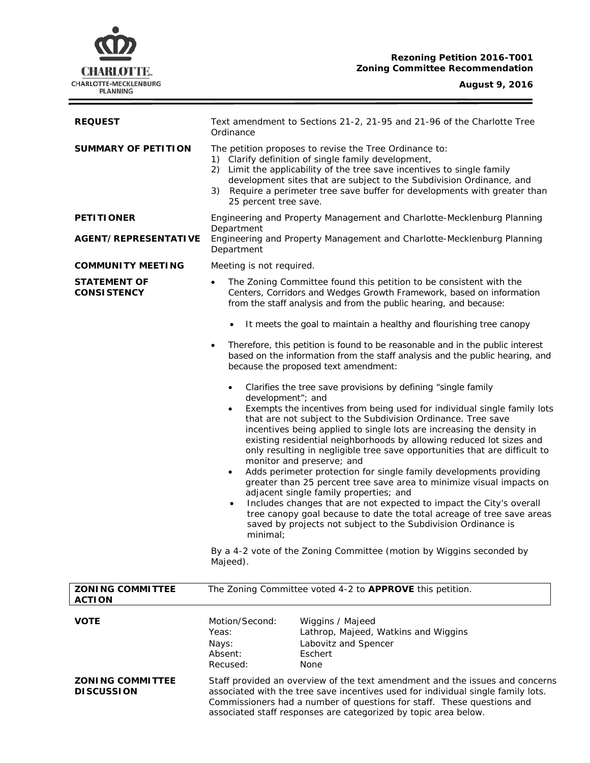**Rezoning Petition 2016-T001**
**Zoning Committee Recommendation**

**August 9, 2016**

| | |
|---|---|
| **REQUEST** | Text amendment to Sections 21-2, 21-95 and 21-96 of the Charlotte Tree Ordinance |
| **SUMMARY OF PETITION** | The petition proposes to revise the Tree Ordinance to: 1) Clarify definition of single family development, 2) Limit the applicability of the tree save incentives to single family development sites that are subject to the Subdivision Ordinance, and 3) Require a perimeter tree save buffer for developments with greater than 25 percent tree save. |
| **PETITIONER** | Engineering and Property Management and Charlotte-Mecklenburg Planning Department |
| **AGENT/REPRESENTATIVE** | Engineering and Property Management and Charlotte-Mecklenburg Planning Department |
| **COMMUNITY MEETING** | Meeting is not required. |

**STATEMENT OF CONSISTENCY**

- The Zoning Committee found this petition to be consistent with the Centers, Corridors and Wedges Growth Framework, based on information from the staff analysis and from the public hearing, and because:
  - It meets the goal to maintain a healthy and flourishing tree canopy
- Therefore, this petition is found to be reasonable and in the public interest based on the information from the staff analysis and the public hearing, and because the proposed text amendment:
  - Clarifies the tree save provisions by defining "single family development"; and
  - Exempts the incentives from being used for individual single family lots that are not subject to the Subdivision Ordinance. Tree save incentives being applied to single lots are increasing the density in existing residential neighborhoods by allowing reduced lot sizes and only resulting in negligible tree save opportunities that are difficult to monitor and preserve; and
  - Adds perimeter protection for single family developments providing greater than 25 percent tree save area to minimize visual impacts on adjacent single family properties; and
  - Includes changes that are not expected to impact the City's overall tree canopy goal because to date the total acreage of tree save areas saved by projects not subject to the Subdivision Ordinance is minimal;

By a 4-2 vote of the Zoning Committee (motion by Wiggins seconded by Majeed).

| | |
|---|---|
| **ZONING COMMITTEE ACTION** | The Zoning Committee voted 4-2 to **APPROVE** this petition. |

**VOTE**

| | |
|---|---|
| Motion/Second: | Wiggins / Majeed |
| Yeas: | Lathrop, Majeed, Watkins and Wiggins |
| Nays: | Labovitz and Spencer |
| Absent: | Eschert |
| Recused: | None |

**ZONING COMMITTEE DISCUSSION**

Staff provided an overview of the text amendment and the issues and concerns associated with the tree save incentives used for individual single family lots. Commissioners had a number of questions for staff. These questions and associated staff responses are categorized by topic area below.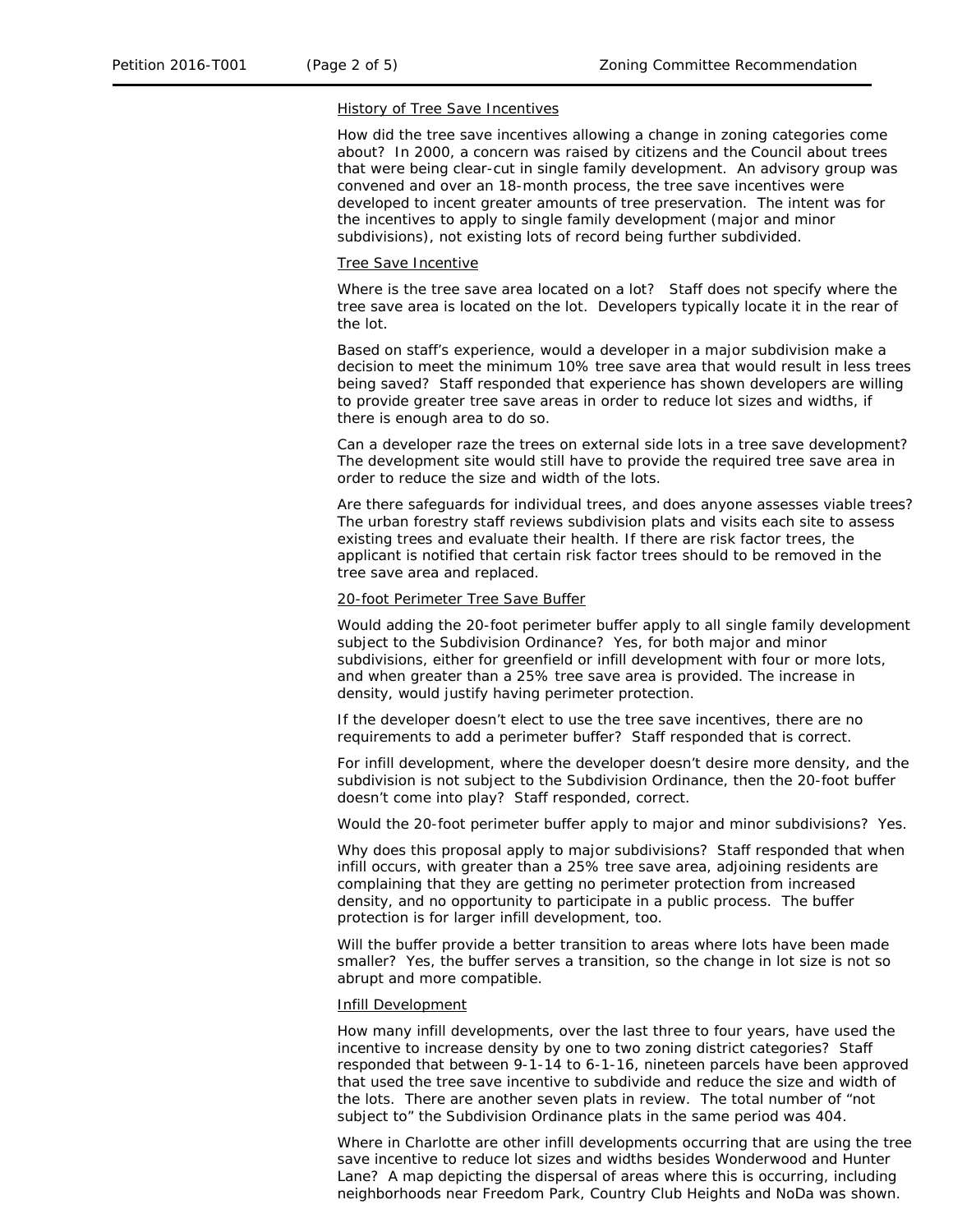History of Tree Save Incentives

How did the tree save incentives allowing a change in zoning categories come about? In 2000, a concern was raised by citizens and the Council about trees that were being clear-cut in single family development. An advisory group was convened and over an 18-month process, the tree save incentives were developed to incent greater amounts of tree preservation. The intent was for the incentives to apply to single family development (major and minor subdivisions), not existing lots of record being further subdivided.

Tree Save Incentive

Where is the tree save area located on a lot? Staff does not specify where the tree save area is located on the lot. Developers typically locate it in the rear of the lot.

Based on staff's experience, would a developer in a major subdivision make a decision to meet the minimum 10% tree save area that would result in less trees being saved? Staff responded that experience has shown developers are willing to provide greater tree save areas in order to reduce lot sizes and widths, if there is enough area to do so.

Can a developer raze the trees on external side lots in a tree save development? The development site would still have to provide the required tree save area in order to reduce the size and width of the lots.

Are there safeguards for individual trees, and does anyone assesses viable trees? The urban forestry staff reviews subdivision plats and visits each site to assess existing trees and evaluate their health. If there are risk factor trees, the applicant is notified that certain risk factor trees should to be removed in the tree save area and replaced.

20-foot Perimeter Tree Save Buffer

Would adding the 20-foot perimeter buffer apply to all single family development subject to the Subdivision Ordinance? Yes, for both major and minor subdivisions, either for greenfield or infill development with four or more lots, and when greater than a 25% tree save area is provided. The increase in density, would justify having perimeter protection.

If the developer doesn't elect to use the tree save incentives, there are no requirements to add a perimeter buffer? Staff responded that is correct.

For infill development, where the developer doesn't desire more density, and the subdivision is not subject to the Subdivision Ordinance, then the 20-foot buffer doesn't come into play? Staff responded, correct.

Would the 20-foot perimeter buffer apply to major and minor subdivisions? Yes.

Why does this proposal apply to major subdivisions? Staff responded that when infill occurs, with greater than a 25% tree save area, adjoining residents are complaining that they are getting no perimeter protection from increased density, and no opportunity to participate in a public process. The buffer protection is for larger infill development, too.

Will the buffer provide a better transition to areas where lots have been made smaller? Yes, the buffer serves a transition, so the change in lot size is not so abrupt and more compatible.

Infill Development

How many infill developments, over the last three to four years, have used the incentive to increase density by one to two zoning district categories? Staff responded that between 9-1-14 to 6-1-16, nineteen parcels have been approved that used the tree save incentive to subdivide and reduce the size and width of the lots. There are another seven plats in review. The total number of "not subject to" the Subdivision Ordinance plats in the same period was 404.

Where in Charlotte are other infill developments occurring that are using the tree save incentive to reduce lot sizes and widths besides Wonderwood and Hunter Lane? A map depicting the dispersal of areas where this is occurring, including neighborhoods near Freedom Park, Country Club Heights and NoDa was shown.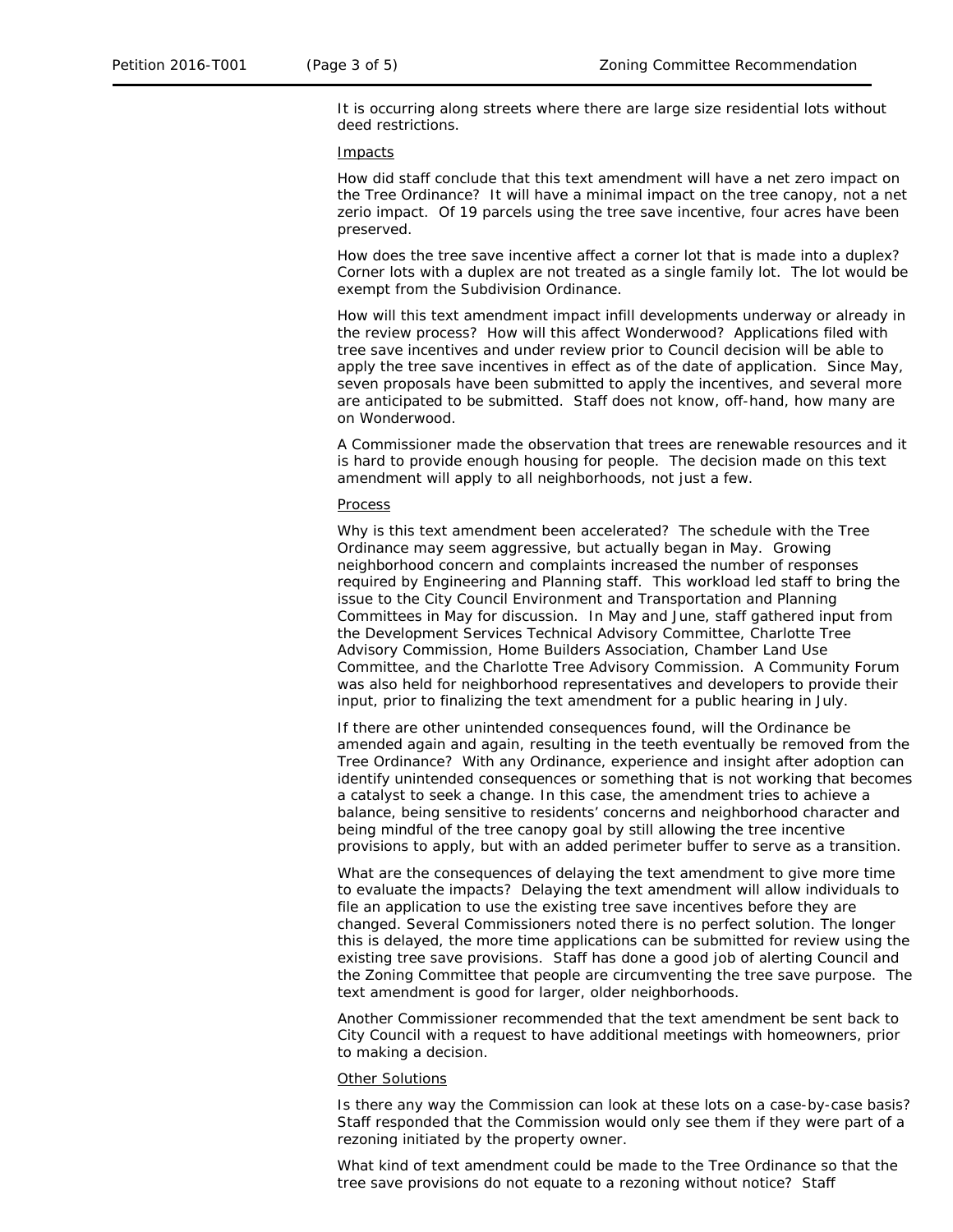It is occurring along streets where there are large size residential lots without deed restrictions.

Impacts

How did staff conclude that this text amendment will have a net zero impact on the Tree Ordinance? It will have a minimal impact on the tree canopy, not a net zerio impact. Of 19 parcels using the tree save incentive, four acres have been preserved.

How does the tree save incentive affect a corner lot that is made into a duplex? Corner lots with a duplex are not treated as a single family lot. The lot would be exempt from the Subdivision Ordinance.

How will this text amendment impact infill developments underway or already in the review process? How will this affect Wonderwood? Applications filed with tree save incentives and under review prior to Council decision will be able to apply the tree save incentives in effect as of the date of application. Since May, seven proposals have been submitted to apply the incentives, and several more are anticipated to be submitted. Staff does not know, off-hand, how many are on Wonderwood.

A Commissioner made the observation that trees are renewable resources and it is hard to provide enough housing for people. The decision made on this text amendment will apply to all neighborhoods, not just a few.

Process

Why is this text amendment been accelerated? The schedule with the Tree Ordinance may seem aggressive, but actually began in May. Growing neighborhood concern and complaints increased the number of responses required by Engineering and Planning staff. This workload led staff to bring the issue to the City Council Environment and Transportation and Planning Committees in May for discussion. In May and June, staff gathered input from the Development Services Technical Advisory Committee, Charlotte Tree Advisory Commission, Home Builders Association, Chamber Land Use Committee, and the Charlotte Tree Advisory Commission. A Community Forum was also held for neighborhood representatives and developers to provide their input, prior to finalizing the text amendment for a public hearing in July.

If there are other unintended consequences found, will the Ordinance be amended again and again, resulting in the teeth eventually be removed from the Tree Ordinance? With any Ordinance, experience and insight after adoption can identify unintended consequences or something that is not working that becomes a catalyst to seek a change. In this case, the amendment tries to achieve a balance, being sensitive to residents' concerns and neighborhood character and being mindful of the tree canopy goal by still allowing the tree incentive provisions to apply, but with an added perimeter buffer to serve as a transition.

What are the consequences of delaying the text amendment to give more time to evaluate the impacts? Delaying the text amendment will allow individuals to file an application to use the existing tree save incentives before they are changed. Several Commissioners noted there is no perfect solution. The longer this is delayed, the more time applications can be submitted for review using the existing tree save provisions. Staff has done a good job of alerting Council and the Zoning Committee that people are circumventing the tree save purpose. The text amendment is good for larger, older neighborhoods.

Another Commissioner recommended that the text amendment be sent back to City Council with a request to have additional meetings with homeowners, prior to making a decision.

Other Solutions

Is there any way the Commission can look at these lots on a case-by-case basis? Staff responded that the Commission would only see them if they were part of a rezoning initiated by the property owner.

What kind of text amendment could be made to the Tree Ordinance so that the tree save provisions do not equate to a rezoning without notice? Staff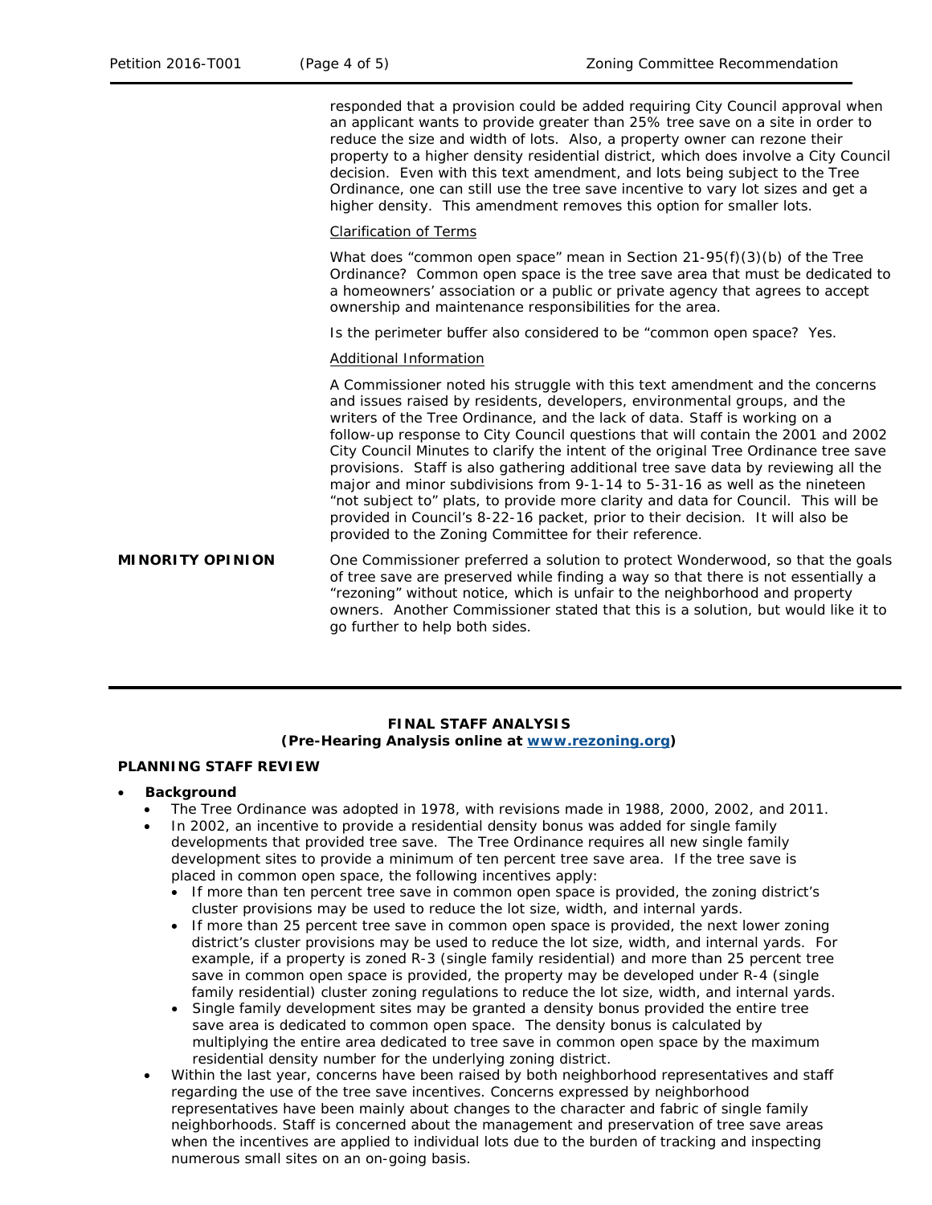responded that a provision could be added requiring City Council approval when an applicant wants to provide greater than 25% tree save on a site in order to reduce the size and width of lots. Also, a property owner can rezone their property to a higher density residential district, which does involve a City Council decision. Even with this text amendment, and lots being subject to the Tree Ordinance, one can still use the tree save incentive to vary lot sizes and get a higher density. This amendment removes this option for smaller lots.

Clarification of Terms

What does "common open space" mean in Section 21-95(f)(3)(b) of the Tree Ordinance? Common open space is the tree save area that must be dedicated to a homeowners' association or a public or private agency that agrees to accept ownership and maintenance responsibilities for the area.

Is the perimeter buffer also considered to be "common open space? Yes.

Additional Information

A Commissioner noted his struggle with this text amendment and the concerns and issues raised by residents, developers, environmental groups, and the writers of the Tree Ordinance, and the lack of data. Staff is working on a follow-up response to City Council questions that will contain the 2001 and 2002 City Council Minutes to clarify the intent of the original Tree Ordinance tree save provisions. Staff is also gathering additional tree save data by reviewing all the major and minor subdivisions from 9-1-14 to 5-31-16 as well as the nineteen "not subject to" plats, to provide more clarity and data for Council. This will be provided in Council's 8-22-16 packet, prior to their decision. It will also be provided to the Zoning Committee for their reference.

**MINORITY OPINION**

One Commissioner preferred a solution to protect Wonderwood, so that the goals of tree save are preserved while finding a way so that there is not essentially a "rezoning" without notice, which is unfair to the neighborhood and property owners. Another Commissioner stated that this is a solution, but would like it to go further to help both sides.

---

**FINAL STAFF ANALYSIS**
**(Pre-Hearing Analysis online at www.rezoning.org)**

**PLANNING STAFF REVIEW**

- **Background**
  - The Tree Ordinance was adopted in 1978, with revisions made in 1988, 2000, 2002, and 2011.
  - In 2002, an incentive to provide a residential density bonus was added for single family developments that provided tree save. The Tree Ordinance requires all new single family development sites to provide a minimum of ten percent tree save area. If the tree save is placed in common open space, the following incentives apply:
    - If more than ten percent tree save in common open space is provided, the zoning district's cluster provisions may be used to reduce the lot size, width, and internal yards.
    - If more than 25 percent tree save in common open space is provided, the next lower zoning district's cluster provisions may be used to reduce the lot size, width, and internal yards. For example, if a property is zoned R-3 (single family residential) and more than 25 percent tree save in common open space is provided, the property may be developed under R-4 (single family residential) cluster zoning regulations to reduce the lot size, width, and internal yards.
    - Single family development sites may be granted a density bonus provided the entire tree save area is dedicated to common open space. The density bonus is calculated by multiplying the entire area dedicated to tree save in common open space by the maximum residential density number for the underlying zoning district.
  - Within the last year, concerns have been raised by both neighborhood representatives and staff regarding the use of the tree save incentives. Concerns expressed by neighborhood representatives have been mainly about changes to the character and fabric of single family neighborhoods. Staff is concerned about the management and preservation of tree save areas when the incentives are applied to individual lots due to the burden of tracking and inspecting numerous small sites on an on-going basis.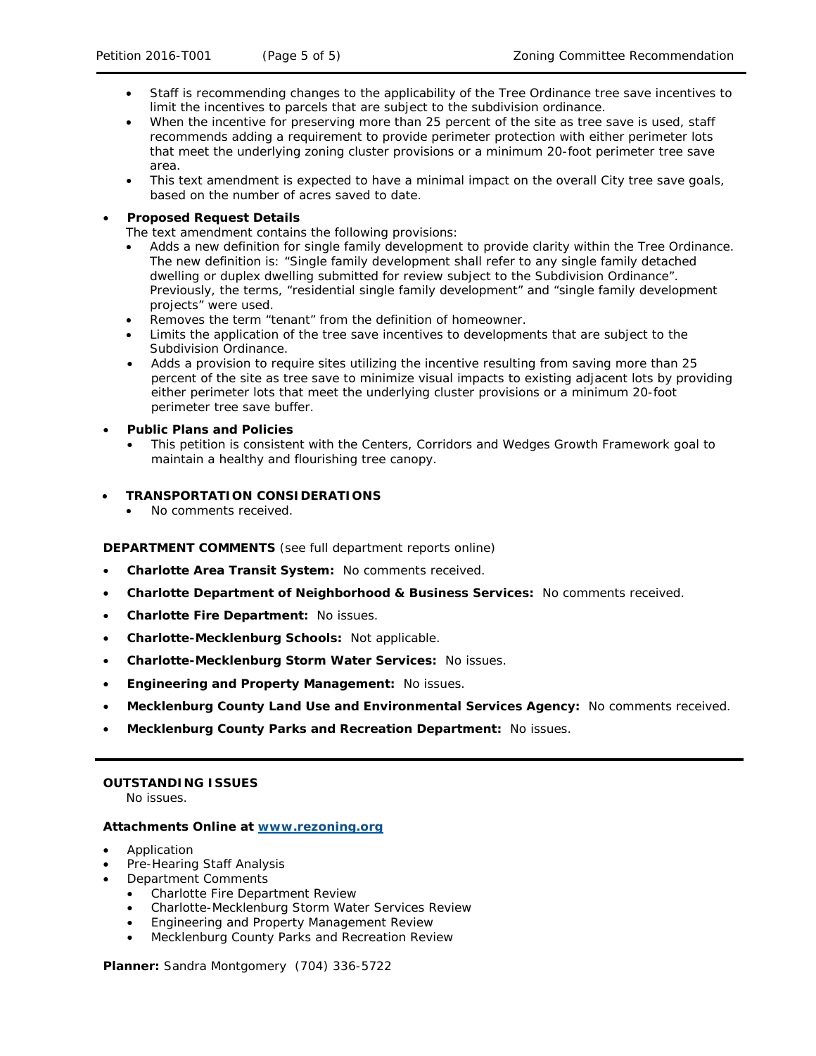- Staff is recommending changes to the applicability of the Tree Ordinance tree save incentives to limit the incentives to parcels that are subject to the subdivision ordinance.
- When the incentive for preserving more than 25 percent of the site as tree save is used, staff recommends adding a requirement to provide perimeter protection with either perimeter lots that meet the underlying zoning cluster provisions or a minimum 20-foot perimeter tree save area.
- This text amendment is expected to have a minimal impact on the overall City tree save goals, based on the number of acres saved to date.

- **Proposed Request Details**

  The text amendment contains the following provisions:
  - Adds a new definition for single family development to provide clarity within the Tree Ordinance. The new definition is: "Single family development shall refer to any single family detached dwelling or duplex dwelling submitted for review subject to the Subdivision Ordinance". Previously, the terms, "residential single family development" and "single family development projects" were used.
  - Removes the term "tenant" from the definition of homeowner.
  - Limits the application of the tree save incentives to developments that are subject to the Subdivision Ordinance.
  - Adds a provision to require sites utilizing the incentive resulting from saving more than 25 percent of the site as tree save to minimize visual impacts to existing adjacent lots by providing either perimeter lots that meet the underlying cluster provisions or a minimum 20-foot perimeter tree save buffer.

- **Public Plans and Policies**
  - This petition is consistent with the Centers, Corridors and Wedges Growth Framework goal to maintain a healthy and flourishing tree canopy.

- **TRANSPORTATION CONSIDERATIONS**
  - No comments received.

**DEPARTMENT COMMENTS** (see full department reports online)

- **Charlotte Area Transit System:** No comments received.
- **Charlotte Department of Neighborhood & Business Services:** No comments received.
- **Charlotte Fire Department:** No issues.
- **Charlotte-Mecklenburg Schools:** Not applicable.
- **Charlotte-Mecklenburg Storm Water Services:** No issues.
- **Engineering and Property Management:** No issues.
- **Mecklenburg County Land Use and Environmental Services Agency:** No comments received.
- **Mecklenburg County Parks and Recreation Department:** No issues.

**OUTSTANDING ISSUES**

No issues.

**Attachments Online at [www.rezoning.org](www.rezoning.org)**

- Application
- Pre-Hearing Staff Analysis
- Department Comments
  - Charlotte Fire Department Review
  - Charlotte-Mecklenburg Storm Water Services Review
  - Engineering and Property Management Review
  - Mecklenburg County Parks and Recreation Review

**Planner:** Sandra Montgomery (704) 336-5722